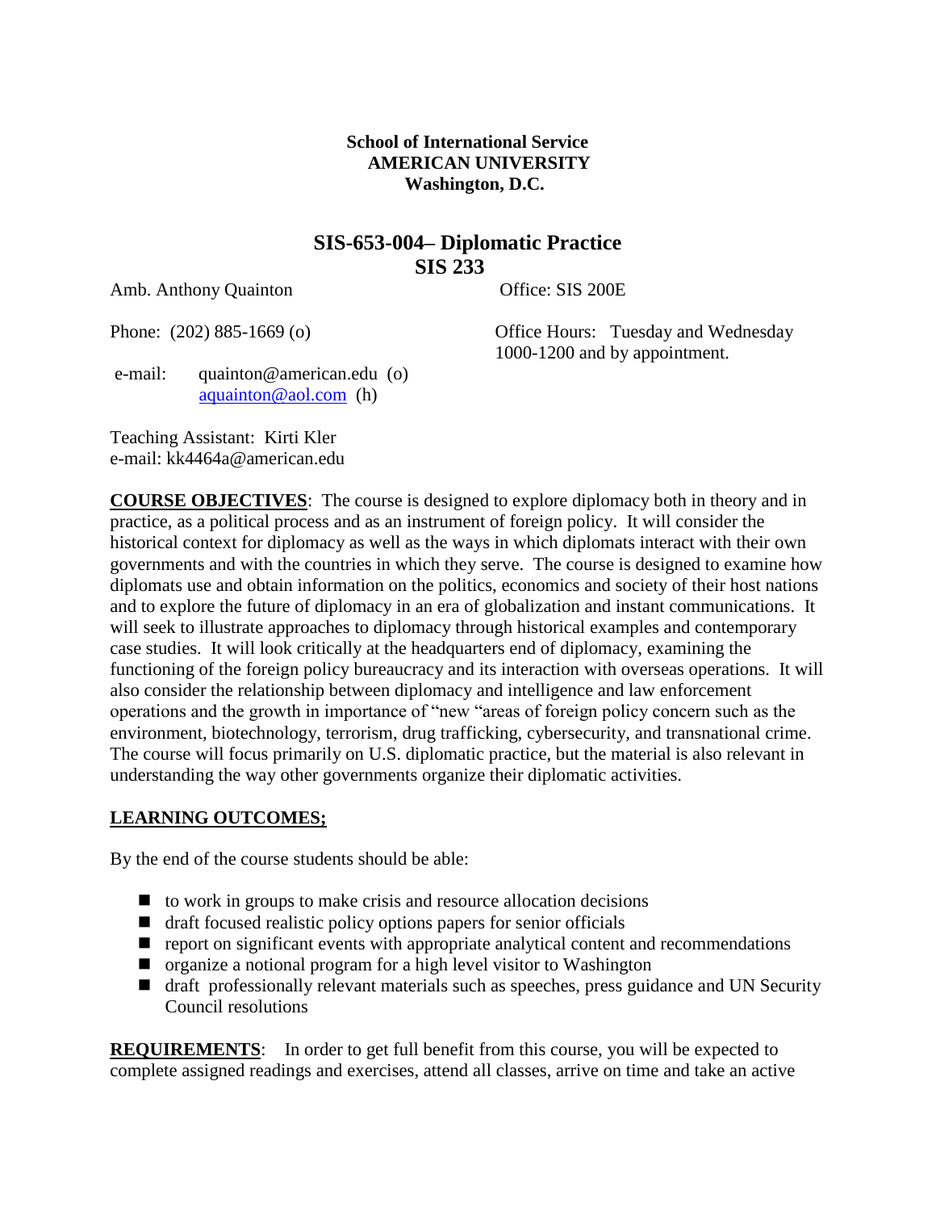**School of International Service**
**AMERICAN UNIVERSITY**
**Washington, D.C.**

## SIS-653-004– Diplomatic Practice
## SIS 233

Amb. Anthony Quainton

Office: SIS 200E

Phone: (202) 885-1669 (o)

Office Hours: Tuesday and Wednesday 1000-1200 and by appointment.

e-mail: quainton@american.edu (o)
aquainton@aol.com (h)

Teaching Assistant: Kirti Kler
e-mail: kk4464a@american.edu

**COURSE OBJECTIVES**: The course is designed to explore diplomacy both in theory and in practice, as a political process and as an instrument of foreign policy. It will consider the historical context for diplomacy as well as the ways in which diplomats interact with their own governments and with the countries in which they serve. The course is designed to examine how diplomats use and obtain information on the politics, economics and society of their host nations and to explore the future of diplomacy in an era of globalization and instant communications. It will seek to illustrate approaches to diplomacy through historical examples and contemporary case studies. It will look critically at the headquarters end of diplomacy, examining the functioning of the foreign policy bureaucracy and its interaction with overseas operations. It will also consider the relationship between diplomacy and intelligence and law enforcement operations and the growth in importance of "new "areas of foreign policy concern such as the environment, biotechnology, terrorism, drug trafficking, cybersecurity, and transnational crime. The course will focus primarily on U.S. diplomatic practice, but the material is also relevant in understanding the way other governments organize their diplomatic activities.

**LEARNING OUTCOMES;**

By the end of the course students should be able:

- to work in groups to make crisis and resource allocation decisions
- draft focused realistic policy options papers for senior officials
- report on significant events with appropriate analytical content and recommendations
- organize a notional program for a high level visitor to Washington
- draft professionally relevant materials such as speeches, press guidance and UN Security Council resolutions

**REQUIREMENTS**: In order to get full benefit from this course, you will be expected to complete assigned readings and exercises, attend all classes, arrive on time and take an active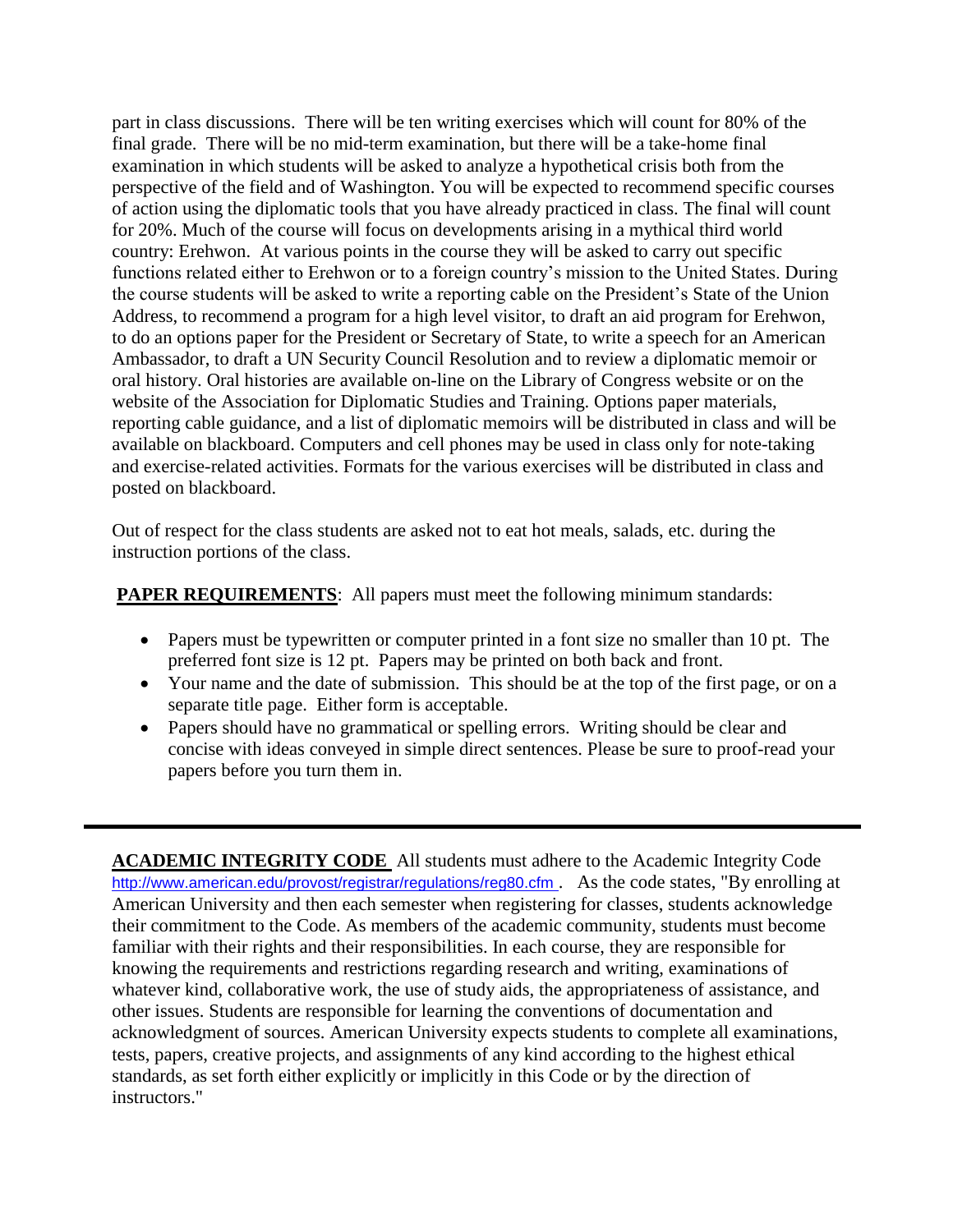part in class discussions. There will be ten writing exercises which will count for 80% of the final grade. There will be no mid-term examination, but there will be a take-home final examination in which students will be asked to analyze a hypothetical crisis both from the perspective of the field and of Washington. You will be expected to recommend specific courses of action using the diplomatic tools that you have already practiced in class. The final will count for 20%. Much of the course will focus on developments arising in a mythical third world country: Erehwon. At various points in the course they will be asked to carry out specific functions related either to Erehwon or to a foreign country's mission to the United States. During the course students will be asked to write a reporting cable on the President's State of the Union Address, to recommend a program for a high level visitor, to draft an aid program for Erehwon, to do an options paper for the President or Secretary of State, to write a speech for an American Ambassador, to draft a UN Security Council Resolution and to review a diplomatic memoir or oral history. Oral histories are available on-line on the Library of Congress website or on the website of the Association for Diplomatic Studies and Training. Options paper materials, reporting cable guidance, and a list of diplomatic memoirs will be distributed in class and will be available on blackboard. Computers and cell phones may be used in class only for note-taking and exercise-related activities. Formats for the various exercises will be distributed in class and posted on blackboard.

Out of respect for the class students are asked not to eat hot meals, salads, etc. during the instruction portions of the class.

**PAPER REQUIREMENTS**: All papers must meet the following minimum standards:

- Papers must be typewritten or computer printed in a font size no smaller than 10 pt. The preferred font size is 12 pt. Papers may be printed on both back and front.
- Your name and the date of submission. This should be at the top of the first page, or on a separate title page. Either form is acceptable.
- Papers should have no grammatical or spelling errors. Writing should be clear and concise with ideas conveyed in simple direct sentences. Please be sure to proof-read your papers before you turn them in.

---

**ACADEMIC INTEGRITY CODE** All students must adhere to the Academic Integrity Code http://www.american.edu/provost/registrar/regulations/reg80.cfm . As the code states, "By enrolling at American University and then each semester when registering for classes, students acknowledge their commitment to the Code. As members of the academic community, students must become familiar with their rights and their responsibilities. In each course, they are responsible for knowing the requirements and restrictions regarding research and writing, examinations of whatever kind, collaborative work, the use of study aids, the appropriateness of assistance, and other issues. Students are responsible for learning the conventions of documentation and acknowledgment of sources. American University expects students to complete all examinations, tests, papers, creative projects, and assignments of any kind according to the highest ethical standards, as set forth either explicitly or implicitly in this Code or by the direction of instructors."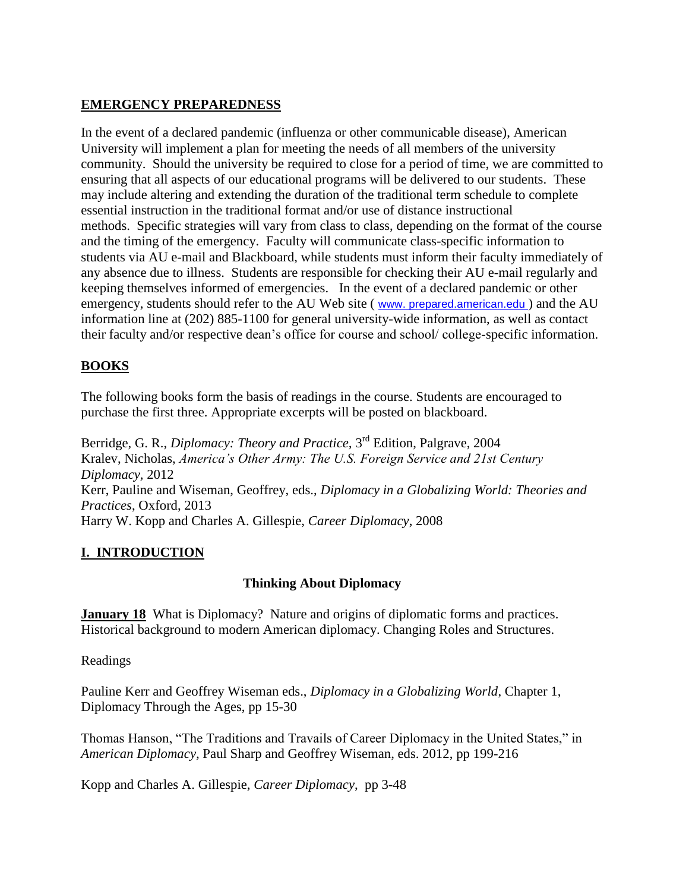## EMERGENCY PREPAREDNESS

In the event of a declared pandemic (influenza or other communicable disease), American University will implement a plan for meeting the needs of all members of the university community. Should the university be required to close for a period of time, we are committed to ensuring that all aspects of our educational programs will be delivered to our students. These may include altering and extending the duration of the traditional term schedule to complete essential instruction in the traditional format and/or use of distance instructional methods. Specific strategies will vary from class to class, depending on the format of the course and the timing of the emergency. Faculty will communicate class-specific information to students via AU e-mail and Blackboard, while students must inform their faculty immediately of any absence due to illness. Students are responsible for checking their AU e-mail regularly and keeping themselves informed of emergencies. In the event of a declared pandemic or other emergency, students should refer to the AU Web site ( www. prepared.american.edu ) and the AU information line at (202) 885-1100 for general university-wide information, as well as contact their faculty and/or respective dean's office for course and school/ college-specific information.

## BOOKS

The following books form the basis of readings in the course. Students are encouraged to purchase the first three. Appropriate excerpts will be posted on blackboard.

Berridge, G. R., *Diplomacy: Theory and Practice*, 3rd Edition, Palgrave, 2004
Kralev, Nicholas, *America's Other Army: The U.S. Foreign Service and 21st Century Diplomacy,* 2012
Kerr, Pauline and Wiseman, Geoffrey, eds., *Diplomacy in a Globalizing World: Theories and Practices*, Oxford, 2013
Harry W. Kopp and Charles A. Gillespie, *Career Diplomacy*, 2008

## I. INTRODUCTION

### Thinking About Diplomacy

**January 18** What is Diplomacy? Nature and origins of diplomatic forms and practices. Historical background to modern American diplomacy. Changing Roles and Structures.

Readings

Pauline Kerr and Geoffrey Wiseman eds., *Diplomacy in a Globalizing World*, Chapter 1, Diplomacy Through the Ages, pp 15-30

Thomas Hanson, "The Traditions and Travails of Career Diplomacy in the United States," in *American Diplomacy*, Paul Sharp and Geoffrey Wiseman, eds. 2012, pp 199-216

Kopp and Charles A. Gillespie, *Career Diplomacy*, pp 3-48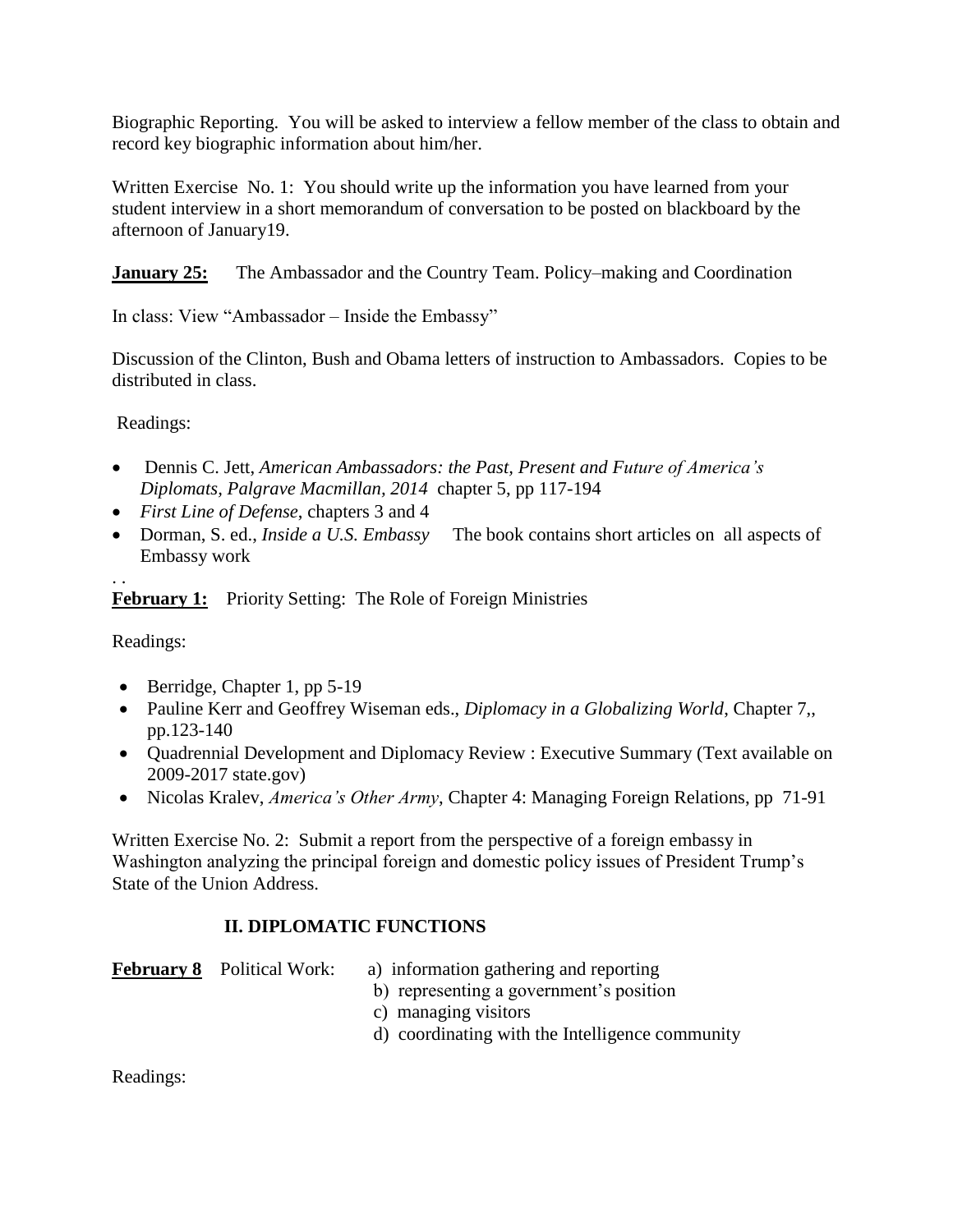Biographic Reporting. You will be asked to interview a fellow member of the class to obtain and record key biographic information about him/her.

Written Exercise No. 1: You should write up the information you have learned from your student interview in a short memorandum of conversation to be posted on blackboard by the afternoon of January19.

**January 25:** The Ambassador and the Country Team. Policy–making and Coordination

In class: View "Ambassador – Inside the Embassy"

Discussion of the Clinton, Bush and Obama letters of instruction to Ambassadors. Copies to be distributed in class.

Readings:

- Dennis C. Jett, *American Ambassadors: the Past, Present and Future of America's Diplomats, Palgrave Macmillan, 2014* chapter 5, pp 117-194
- *First Line of Defense*, chapters 3 and 4
- Dorman, S. ed., *Inside a U.S. Embassy* The book contains short articles on all aspects of Embassy work

. .

**February 1:** Priority Setting: The Role of Foreign Ministries

Readings:

- Berridge, Chapter 1, pp 5-19
- Pauline Kerr and Geoffrey Wiseman eds., *Diplomacy in a Globalizing World*, Chapter 7,, pp.123-140
- Quadrennial Development and Diplomacy Review : Executive Summary (Text available on 2009-2017 state.gov)
- Nicolas Kralev, *America's Other Army*, Chapter 4: Managing Foreign Relations, pp 71-91

Written Exercise No. 2: Submit a report from the perspective of a foreign embassy in Washington analyzing the principal foreign and domestic policy issues of President Trump's State of the Union Address.

## II. DIPLOMATIC FUNCTIONS

**February 8** Political Work:
a) information gathering and reporting
b) representing a government's position
c) managing visitors
d) coordinating with the Intelligence community

Readings: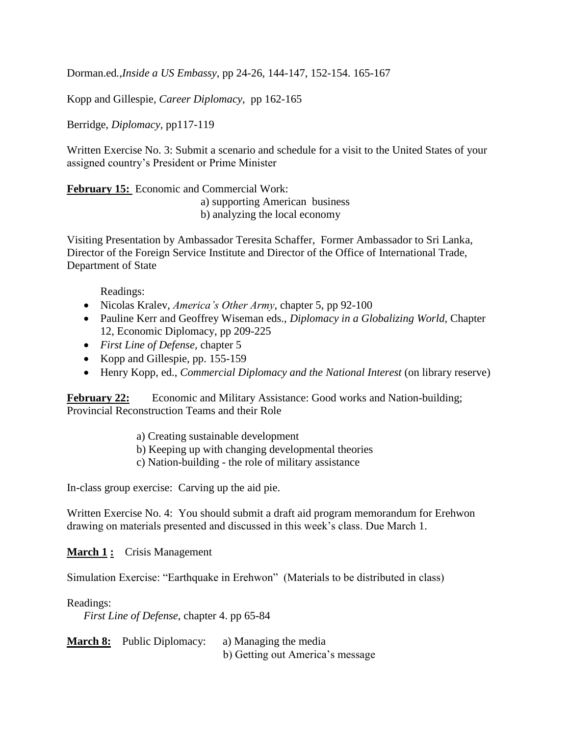Dorman.ed.,*Inside a US Embassy*, pp 24-26, 144-147, 152-154. 165-167

Kopp and Gillespie, *Career Diplomacy,* pp 162-165

Berridge, *Diplomacy*, pp117-119

Written Exercise No. 3: Submit a scenario and schedule for a visit to the United States of your assigned country's President or Prime Minister

**February 15:** Economic and Commercial Work:

a) supporting American business
b) analyzing the local economy

Visiting Presentation by Ambassador Teresita Schaffer, Former Ambassador to Sri Lanka, Director of the Foreign Service Institute and Director of the Office of International Trade, Department of State

Readings:

- Nicolas Kralev, *America's Other Army*, chapter 5, pp 92-100
- Pauline Kerr and Geoffrey Wiseman eds., *Diplomacy in a Globalizing World*, Chapter 12, Economic Diplomacy, pp 209-225
- *First Line of Defense*, chapter 5
- Kopp and Gillespie, pp. 155-159
- Henry Kopp, ed., *Commercial Diplomacy and the National Interest* (on library reserve)

**February 22:** Economic and Military Assistance: Good works and Nation-building; Provincial Reconstruction Teams and their Role

a) Creating sustainable development
b) Keeping up with changing developmental theories
c) Nation-building - the role of military assistance

In-class group exercise: Carving up the aid pie.

Written Exercise No. 4: You should submit a draft aid program memorandum for Erehwon drawing on materials presented and discussed in this week's class. Due March 1.

**March 1 :** Crisis Management

Simulation Exercise: "Earthquake in Erehwon" (Materials to be distributed in class)

Readings:

*First Line of Defense*, chapter 4. pp 65-84

**March 8:** Public Diplomacy: a) Managing the media
b) Getting out America's message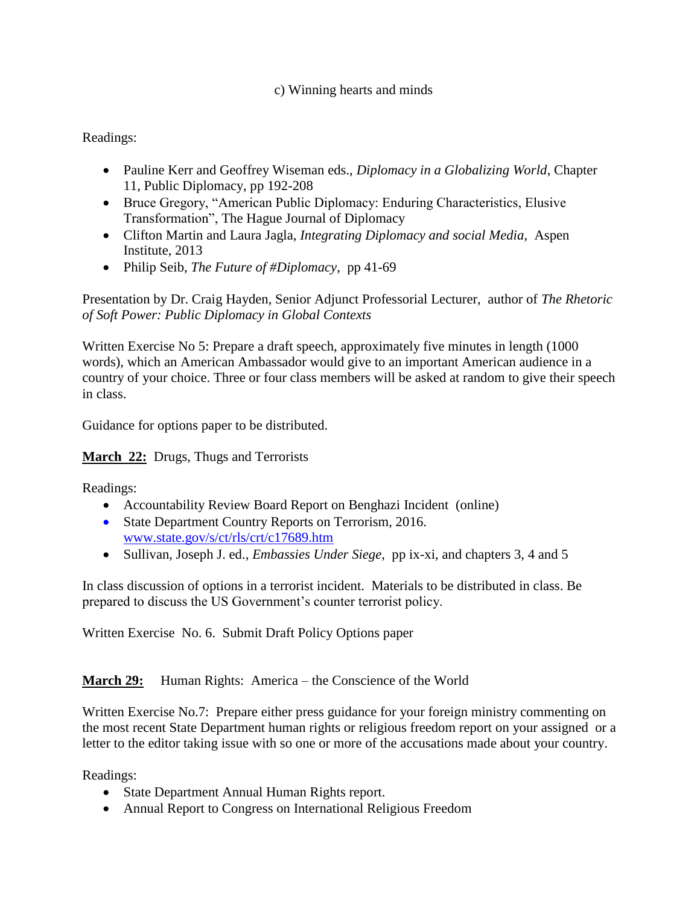c) Winning hearts and minds

Readings:

- Pauline Kerr and Geoffrey Wiseman eds., *Diplomacy in a Globalizing World*, Chapter 11, Public Diplomacy, pp 192-208
- Bruce Gregory, "American Public Diplomacy: Enduring Characteristics, Elusive Transformation", The Hague Journal of Diplomacy
- Clifton Martin and Laura Jagla, *Integrating Diplomacy and social Media*, Aspen Institute, 2013
- Philip Seib, *The Future of #Diplomacy*, pp 41-69

Presentation by Dr. Craig Hayden, Senior Adjunct Professorial Lecturer, author of *The Rhetoric of Soft Power: Public Diplomacy in Global Contexts*

Written Exercise No 5: Prepare a draft speech, approximately five minutes in length (1000 words), which an American Ambassador would give to an important American audience in a country of your choice. Three or four class members will be asked at random to give their speech in class.

Guidance for options paper to be distributed.

**March 22:** Drugs, Thugs and Terrorists

Readings:

- Accountability Review Board Report on Benghazi Incident (online)
- State Department Country Reports on Terrorism, 2016. www.state.gov/s/ct/rls/crt/c17689.htm
- Sullivan, Joseph J. ed., *Embassies Under Siege*, pp ix-xi, and chapters 3, 4 and 5

In class discussion of options in a terrorist incident. Materials to be distributed in class. Be prepared to discuss the US Government's counter terrorist policy.

Written Exercise No. 6. Submit Draft Policy Options paper

**March 29:** Human Rights: America – the Conscience of the World

Written Exercise No.7: Prepare either press guidance for your foreign ministry commenting on the most recent State Department human rights or religious freedom report on your assigned or a letter to the editor taking issue with so one or more of the accusations made about your country.

Readings:

- State Department Annual Human Rights report.
- Annual Report to Congress on International Religious Freedom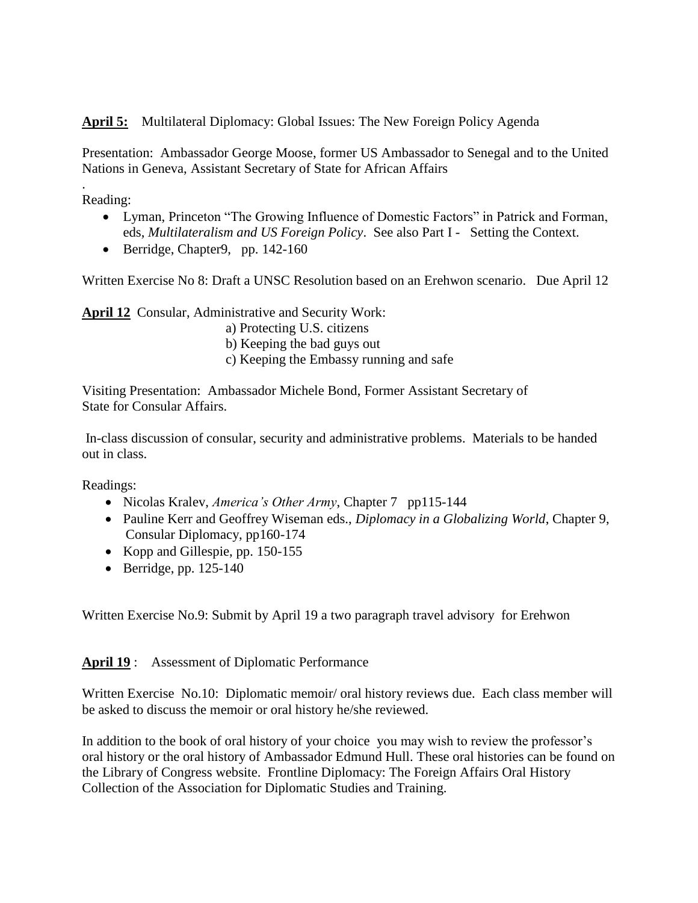**April 5:** Multilateral Diplomacy: Global Issues: The New Foreign Policy Agenda

Presentation: Ambassador George Moose, former US Ambassador to Senegal and to the United Nations in Geneva, Assistant Secretary of State for African Affairs

.
Reading:

- Lyman, Princeton "The Growing Influence of Domestic Factors" in Patrick and Forman, eds, *Multilateralism and US Foreign Policy*. See also Part I - Setting the Context.
- Berridge, Chapter9, pp. 142-160

Written Exercise No 8: Draft a UNSC Resolution based on an Erehwon scenario. Due April 12

**April 12** Consular, Administrative and Security Work:

a) Protecting U.S. citizens
b) Keeping the bad guys out
c) Keeping the Embassy running and safe

Visiting Presentation: Ambassador Michele Bond, Former Assistant Secretary of State for Consular Affairs.

In-class discussion of consular, security and administrative problems. Materials to be handed out in class.

Readings:

- Nicolas Kralev, *America's Other Army*, Chapter 7 pp115-144
- Pauline Kerr and Geoffrey Wiseman eds., *Diplomacy in a Globalizing World*, Chapter 9, Consular Diplomacy, pp160-174
- Kopp and Gillespie, pp. 150-155
- Berridge, pp. 125-140

Written Exercise No.9: Submit by April 19 a two paragraph travel advisory for Erehwon

**April 19** : Assessment of Diplomatic Performance

Written Exercise No.10: Diplomatic memoir/ oral history reviews due. Each class member will be asked to discuss the memoir or oral history he/she reviewed.

In addition to the book of oral history of your choice you may wish to review the professor's oral history or the oral history of Ambassador Edmund Hull. These oral histories can be found on the Library of Congress website. Frontline Diplomacy: The Foreign Affairs Oral History Collection of the Association for Diplomatic Studies and Training.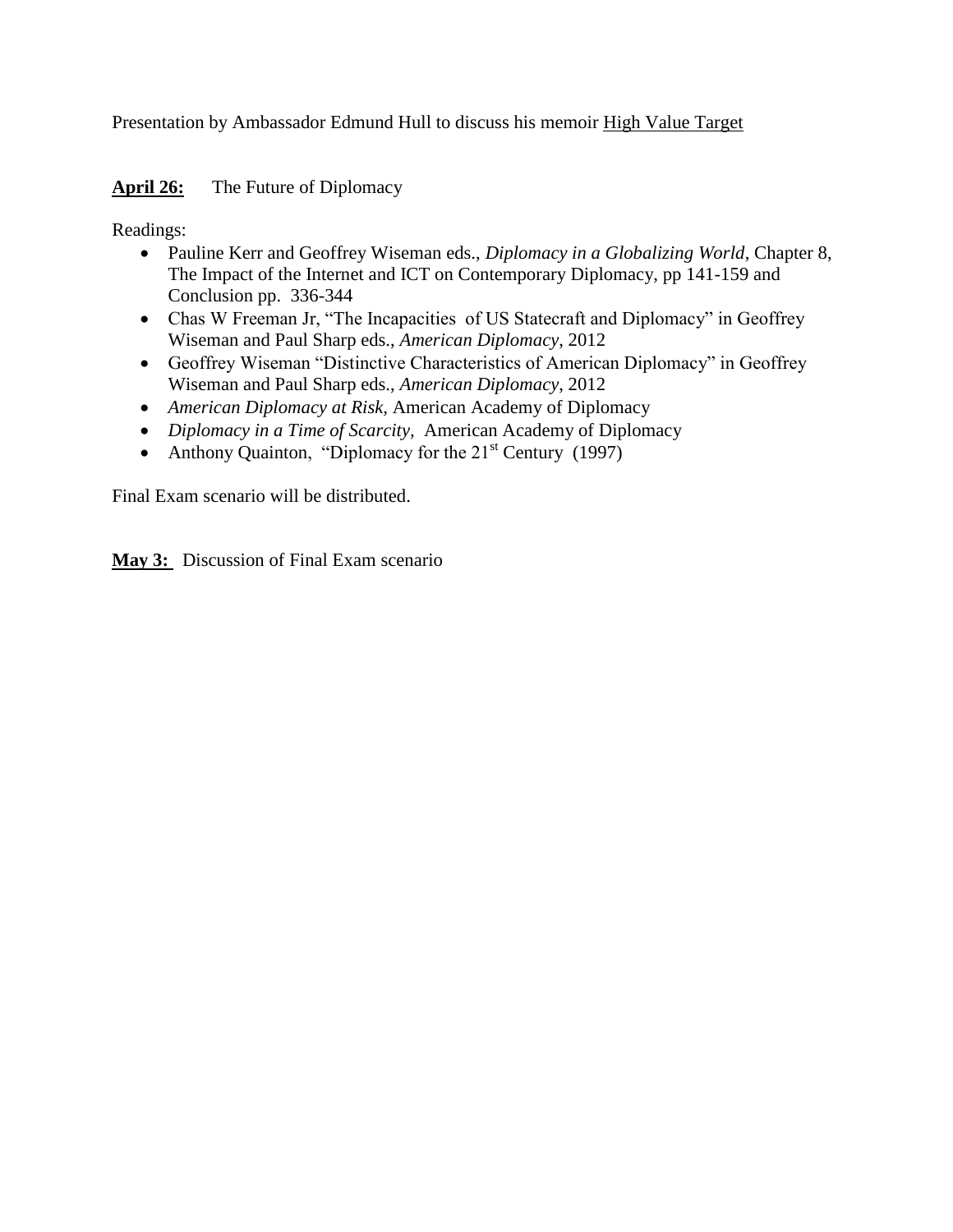Presentation by Ambassador Edmund Hull to discuss his memoir High Value Target

**April 26:** The Future of Diplomacy

Readings:

- Pauline Kerr and Geoffrey Wiseman eds., *Diplomacy in a Globalizing World*, Chapter 8, The Impact of the Internet and ICT on Contemporary Diplomacy, pp 141-159 and Conclusion pp. 336-344
- Chas W Freeman Jr, "The Incapacities of US Statecraft and Diplomacy" in Geoffrey Wiseman and Paul Sharp eds., *American Diplomacy*, 2012
- Geoffrey Wiseman "Distinctive Characteristics of American Diplomacy" in Geoffrey Wiseman and Paul Sharp eds., *American Diplomacy*, 2012
- *American Diplomacy at Risk,* American Academy of Diplomacy
- *Diplomacy in a Time of Scarcity,* American Academy of Diplomacy
- Anthony Quainton, "Diplomacy for the 21st Century (1997)

Final Exam scenario will be distributed.

**May 3:** Discussion of Final Exam scenario